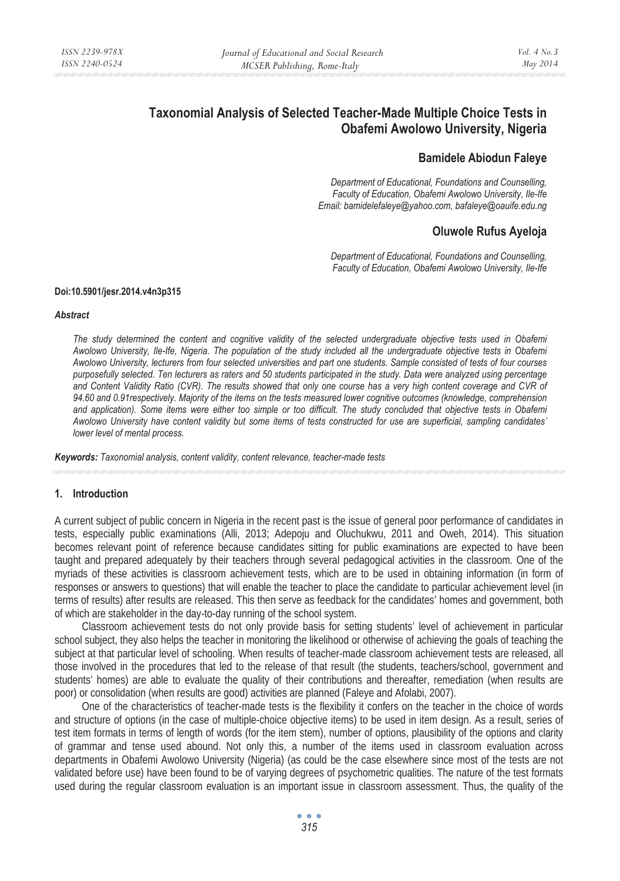# Taxonomial Analysis of Selected Teacher-Made Multiple Choice Tests in Obafemi Awolowo University, Nigeria

**Bamidele Abiodun Faleye**

*Department of Educational, Foundations and Counselling,*
*Faculty of Education, Obafemi Awolowo University, Ile-Ife*
*Email: bamidelefaleye@yahoo.com, bafaleye@oauife.edu.ng*

**Oluwole Rufus Ayeloja**

*Department of Educational, Foundations and Counselling,*
*Faculty of Education, Obafemi Awolowo University, Ile-Ife*

**Doi:10.5901/jesr.2014.v4n3p315**

***Abstract***

*The study determined the content and cognitive validity of the selected undergraduate objective tests used in Obafemi Awolowo University, Ile-Ife, Nigeria. The population of the study included all the undergraduate objective tests in Obafemi Awolowo University, lecturers from four selected universities and part one students. Sample consisted of tests of four courses purposefully selected. Ten lecturers as raters and 50 students participated in the study. Data were analyzed using percentage and Content Validity Ratio (CVR). The results showed that only one course has a very high content coverage and CVR of 94.60 and 0.91respectively. Majority of the items on the tests measured lower cognitive outcomes (knowledge, comprehension and application). Some items were either too simple or too difficult. The study concluded that objective tests in Obafemi Awolowo University have content validity but some items of tests constructed for use are superficial, sampling candidates' lower level of mental process.*

***Keywords:*** *Taxonomial analysis, content validity, content relevance, teacher-made tests*

## 1. Introduction

A current subject of public concern in Nigeria in the recent past is the issue of general poor performance of candidates in tests, especially public examinations (Alli, 2013; Adepoju and Oluchukwu, 2011 and Oweh, 2014). This situation becomes relevant point of reference because candidates sitting for public examinations are expected to have been taught and prepared adequately by their teachers through several pedagogical activities in the classroom. One of the myriads of these activities is classroom achievement tests, which are to be used in obtaining information (in form of responses or answers to questions) that will enable the teacher to place the candidate to particular achievement level (in terms of results) after results are released. This then serve as feedback for the candidates' homes and government, both of which are stakeholder in the day-to-day running of the school system.

Classroom achievement tests do not only provide basis for setting students' level of achievement in particular school subject, they also helps the teacher in monitoring the likelihood or otherwise of achieving the goals of teaching the subject at that particular level of schooling. When results of teacher-made classroom achievement tests are released, all those involved in the procedures that led to the release of that result (the students, teachers/school, government and students' homes) are able to evaluate the quality of their contributions and thereafter, remediation (when results are poor) or consolidation (when results are good) activities are planned (Faleye and Afolabi, 2007).

One of the characteristics of teacher-made tests is the flexibility it confers on the teacher in the choice of words and structure of options (in the case of multiple-choice objective items) to be used in item design. As a result, series of test item formats in terms of length of words (for the item stem), number of options, plausibility of the options and clarity of grammar and tense used abound. Not only this, a number of the items used in classroom evaluation across departments in Obafemi Awolowo University (Nigeria) (as could be the case elsewhere since most of the tests are not validated before use) have been found to be of varying degrees of psychometric qualities. The nature of the test formats used during the regular classroom evaluation is an important issue in classroom assessment. Thus, the quality of the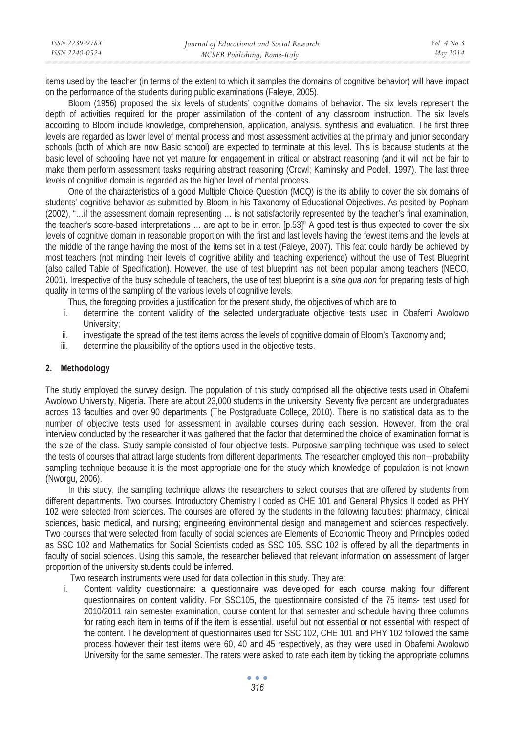items used by the teacher (in terms of the extent to which it samples the domains of cognitive behavior) will have impact on the performance of the students during public examinations (Faleye, 2005).

Bloom (1956) proposed the six levels of students' cognitive domains of behavior. The six levels represent the depth of activities required for the proper assimilation of the content of any classroom instruction. The six levels according to Bloom include knowledge, comprehension, application, analysis, synthesis and evaluation. The first three levels are regarded as lower level of mental process and most assessment activities at the primary and junior secondary schools (both of which are now Basic school) are expected to terminate at this level. This is because students at the basic level of schooling have not yet mature for engagement in critical or abstract reasoning (and it will not be fair to make them perform assessment tasks requiring abstract reasoning (Crowl; Kaminsky and Podell, 1997). The last three levels of cognitive domain is regarded as the higher level of mental process.

One of the characteristics of a good Multiple Choice Question (MCQ) is the its ability to cover the six domains of students' cognitive behavior as submitted by Bloom in his Taxonomy of Educational Objectives. As posited by Popham (2002), "…if the assessment domain representing … is not satisfactorily represented by the teacher's final examination, the teacher's score-based interpretations … are apt to be in error. [p.53]" A good test is thus expected to cover the six levels of cognitive domain in reasonable proportion with the first and last levels having the fewest items and the levels at the middle of the range having the most of the items set in a test (Faleye, 2007). This feat could hardly be achieved by most teachers (not minding their levels of cognitive ability and teaching experience) without the use of Test Blueprint (also called Table of Specification). However, the use of test blueprint has not been popular among teachers (NECO, 2001). Irrespective of the busy schedule of teachers, the use of test blueprint is a *sine qua non* for preparing tests of high quality in terms of the sampling of the various levels of cognitive levels.

Thus, the foregoing provides a justification for the present study, the objectives of which are to

i. determine the content validity of the selected undergraduate objective tests used in Obafemi Awolowo University;
ii. investigate the spread of the test items across the levels of cognitive domain of Bloom's Taxonomy and;
iii. determine the plausibility of the options used in the objective tests.

## 2. Methodology

The study employed the survey design. The population of this study comprised all the objective tests used in Obafemi Awolowo University, Nigeria. There are about 23,000 students in the university. Seventy five percent are undergraduates across 13 faculties and over 90 departments (The Postgraduate College, 2010). There is no statistical data as to the number of objective tests used for assessment in available courses during each session. However, from the oral interview conducted by the researcher it was gathered that the factor that determined the choice of examination format is the size of the class. Study sample consisted of four objective tests. Purposive sampling technique was used to select the tests of courses that attract large students from different departments. The researcher employed this non−probability sampling technique because it is the most appropriate one for the study which knowledge of population is not known (Nworgu, 2006).

In this study, the sampling technique allows the researchers to select courses that are offered by students from different departments. Two courses, Introductory Chemistry I coded as CHE 101 and General Physics II coded as PHY 102 were selected from sciences. The courses are offered by the students in the following faculties: pharmacy, clinical sciences, basic medical, and nursing; engineering environmental design and management and sciences respectively. Two courses that were selected from faculty of social sciences are Elements of Economic Theory and Principles coded as SSC 102 and Mathematics for Social Scientists coded as SSC 105. SSC 102 is offered by all the departments in faculty of social sciences. Using this sample, the researcher believed that relevant information on assessment of larger proportion of the university students could be inferred.

Two research instruments were used for data collection in this study. They are:

i. Content validity questionnaire: a questionnaire was developed for each course making four different questionnaires on content validity. For SSC105, the questionnaire consisted of the 75 items- test used for 2010/2011 rain semester examination, course content for that semester and schedule having three columns for rating each item in terms of if the item is essential, useful but not essential or not essential with respect of the content. The development of questionnaires used for SSC 102, CHE 101 and PHY 102 followed the same process however their test items were 60, 40 and 45 respectively, as they were used in Obafemi Awolowo University for the same semester. The raters were asked to rate each item by ticking the appropriate columns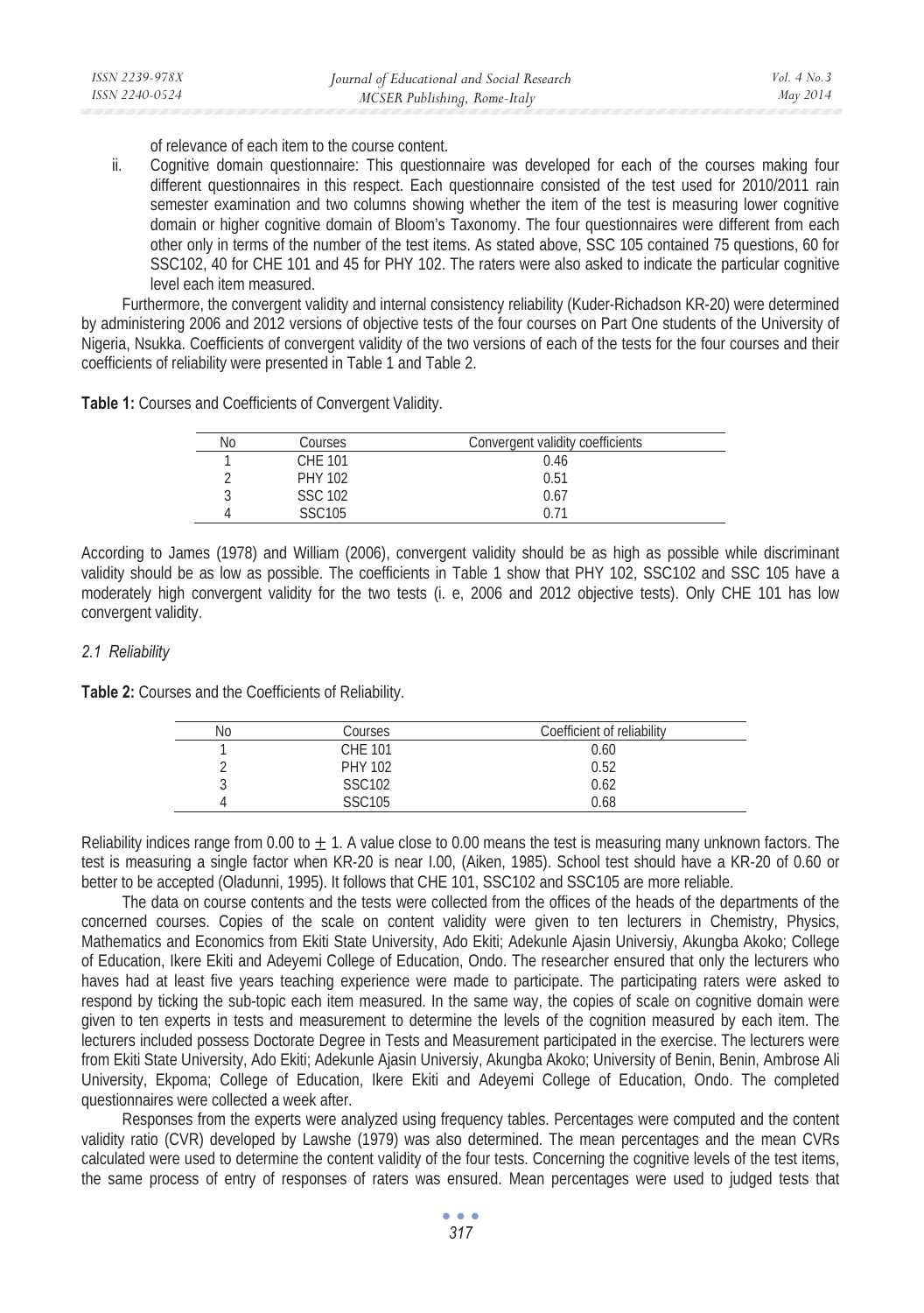of relevance of each item to the course content.

ii. Cognitive domain questionnaire: This questionnaire was developed for each of the courses making four different questionnaires in this respect. Each questionnaire consisted of the test used for 2010/2011 rain semester examination and two columns showing whether the item of the test is measuring lower cognitive domain or higher cognitive domain of Bloom's Taxonomy. The four questionnaires were different from each other only in terms of the number of the test items. As stated above, SSC 105 contained 75 questions, 60 for SSC102, 40 for CHE 101 and 45 for PHY 102. The raters were also asked to indicate the particular cognitive level each item measured.

Furthermore, the convergent validity and internal consistency reliability (Kuder-Richadson KR-20) were determined by administering 2006 and 2012 versions of objective tests of the four courses on Part One students of the University of Nigeria, Nsukka. Coefficients of convergent validity of the two versions of each of the tests for the four courses and their coefficients of reliability were presented in Table 1 and Table 2.

**Table 1:** Courses and Coefficients of Convergent Validity.

| No | Courses | Convergent validity coefficients |
|---|---|---|
| 1 | CHE 101 | 0.46 |
| 2 | PHY 102 | 0.51 |
| 3 | SSC 102 | 0.67 |
| 4 | SSC105 | 0.71 |

According to James (1978) and William (2006), convergent validity should be as high as possible while discriminant validity should be as low as possible. The coefficients in Table 1 show that PHY 102, SSC102 and SSC 105 have a moderately high convergent validity for the two tests (i. e, 2006 and 2012 objective tests). Only CHE 101 has low convergent validity.

### *2.1 Reliability*

**Table 2:** Courses and the Coefficients of Reliability.

| No | Courses | Coefficient of reliability |
|---|---|---|
| 1 | CHE 101 | 0.60 |
| 2 | PHY 102 | 0.52 |
| 3 | SSC102 | 0.62 |
| 4 | SSC105 | 0.68 |

Reliability indices range from 0.00 to $\pm$ 1. A value close to 0.00 means the test is measuring many unknown factors. The test is measuring a single factor when KR-20 is near I.00, (Aiken, 1985). School test should have a KR-20 of 0.60 or better to be accepted (Oladunni, 1995). It follows that CHE 101, SSC102 and SSC105 are more reliable.

The data on course contents and the tests were collected from the offices of the heads of the departments of the concerned courses. Copies of the scale on content validity were given to ten lecturers in Chemistry, Physics, Mathematics and Economics from Ekiti State University, Ado Ekiti; Adekunle Ajasin Universiy, Akungba Akoko; College of Education, Ikere Ekiti and Adeyemi College of Education, Ondo. The researcher ensured that only the lecturers who haves had at least five years teaching experience were made to participate. The participating raters were asked to respond by ticking the sub-topic each item measured. In the same way, the copies of scale on cognitive domain were given to ten experts in tests and measurement to determine the levels of the cognition measured by each item. The lecturers included possess Doctorate Degree in Tests and Measurement participated in the exercise. The lecturers were from Ekiti State University, Ado Ekiti; Adekunle Ajasin Universiy, Akungba Akoko; University of Benin, Benin, Ambrose Ali University, Ekpoma; College of Education, Ikere Ekiti and Adeyemi College of Education, Ondo. The completed questionnaires were collected a week after.

Responses from the experts were analyzed using frequency tables. Percentages were computed and the content validity ratio (CVR) developed by Lawshe (1979) was also determined. The mean percentages and the mean CVRs calculated were used to determine the content validity of the four tests. Concerning the cognitive levels of the test items, the same process of entry of responses of raters was ensured. Mean percentages were used to judged tests that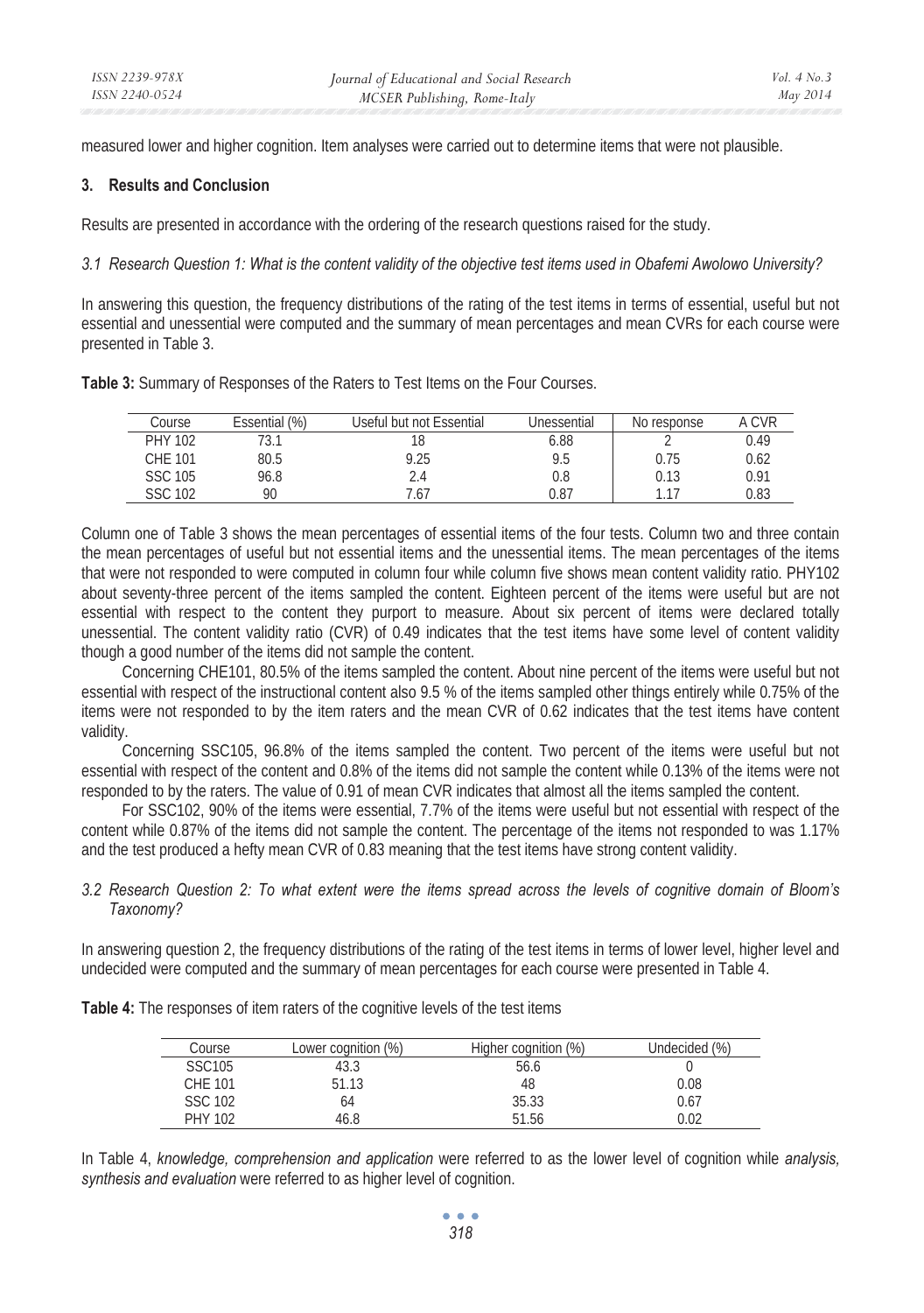measured lower and higher cognition. Item analyses were carried out to determine items that were not plausible.

## 3. Results and Conclusion

Results are presented in accordance with the ordering of the research questions raised for the study.

### *3.1 Research Question 1: What is the content validity of the objective test items used in Obafemi Awolowo University?*

In answering this question, the frequency distributions of the rating of the test items in terms of essential, useful but not essential and unessential were computed and the summary of mean percentages and mean CVRs for each course were presented in Table 3.

**Table 3:** Summary of Responses of the Raters to Test Items on the Four Courses.

| Course | Essential (%) | Useful but not Essential | Unessential | No response | A CVR |
|---|---|---|---|---|---|
| PHY 102 | 73.1 | 18 | 6.88 | 2 | 0.49 |
| CHE 101 | 80.5 | 9.25 | 9.5 | 0.75 | 0.62 |
| SSC 105 | 96.8 | 2.4 | 0.8 | 0.13 | 0.91 |
| SSC 102 | 90 | 7.67 | 0.87 | 1.17 | 0.83 |

Column one of Table 3 shows the mean percentages of essential items of the four tests. Column two and three contain the mean percentages of useful but not essential items and the unessential items. The mean percentages of the items that were not responded to were computed in column four while column five shows mean content validity ratio. PHY102 about seventy-three percent of the items sampled the content. Eighteen percent of the items were useful but are not essential with respect to the content they purport to measure. About six percent of items were declared totally unessential. The content validity ratio (CVR) of 0.49 indicates that the test items have some level of content validity though a good number of the items did not sample the content.

Concerning CHE101, 80.5% of the items sampled the content. About nine percent of the items were useful but not essential with respect of the instructional content also 9.5 % of the items sampled other things entirely while 0.75% of the items were not responded to by the item raters and the mean CVR of 0.62 indicates that the test items have content validity.

Concerning SSC105, 96.8% of the items sampled the content. Two percent of the items were useful but not essential with respect of the content and 0.8% of the items did not sample the content while 0.13% of the items were not responded to by the raters. The value of 0.91 of mean CVR indicates that almost all the items sampled the content.

For SSC102, 90% of the items were essential, 7.7% of the items were useful but not essential with respect of the content while 0.87% of the items did not sample the content. The percentage of the items not responded to was 1.17% and the test produced a hefty mean CVR of 0.83 meaning that the test items have strong content validity.

### *3.2 Research Question 2: To what extent were the items spread across the levels of cognitive domain of Bloom's Taxonomy?*

In answering question 2, the frequency distributions of the rating of the test items in terms of lower level, higher level and undecided were computed and the summary of mean percentages for each course were presented in Table 4.

**Table 4:** The responses of item raters of the cognitive levels of the test items

| Course | Lower cognition (%) | Higher cognition (%) | Undecided (%) |
|---|---|---|---|
| SSC105 | 43.3 | 56.6 | 0 |
| CHE 101 | 51.13 | 48 | 0.08 |
| SSC 102 | 64 | 35.33 | 0.67 |
| PHY 102 | 46.8 | 51.56 | 0.02 |

In Table 4, *knowledge, comprehension and application* were referred to as the lower level of cognition while *analysis, synthesis and evaluation* were referred to as higher level of cognition.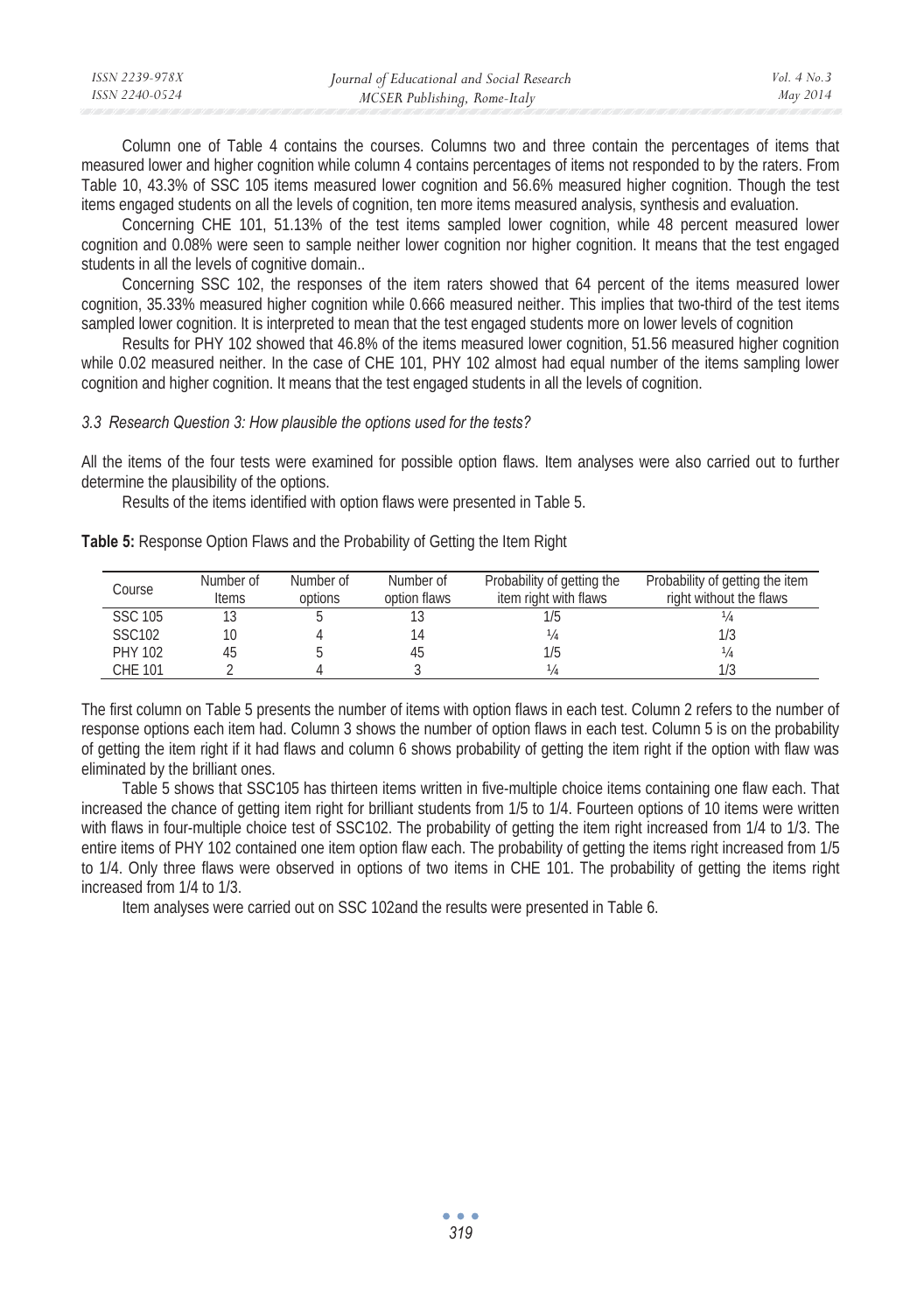Column one of Table 4 contains the courses. Columns two and three contain the percentages of items that measured lower and higher cognition while column 4 contains percentages of items not responded to by the raters. From Table 10, 43.3% of SSC 105 items measured lower cognition and 56.6% measured higher cognition. Though the test items engaged students on all the levels of cognition, ten more items measured analysis, synthesis and evaluation.

Concerning CHE 101, 51.13% of the test items sampled lower cognition, while 48 percent measured lower cognition and 0.08% were seen to sample neither lower cognition nor higher cognition. It means that the test engaged students in all the levels of cognitive domain..

Concerning SSC 102, the responses of the item raters showed that 64 percent of the items measured lower cognition, 35.33% measured higher cognition while 0.666 measured neither. This implies that two-third of the test items sampled lower cognition. It is interpreted to mean that the test engaged students more on lower levels of cognition

Results for PHY 102 showed that 46.8% of the items measured lower cognition, 51.56 measured higher cognition while 0.02 measured neither. In the case of CHE 101, PHY 102 almost had equal number of the items sampling lower cognition and higher cognition. It means that the test engaged students in all the levels of cognition.

### *3.3 Research Question 3: How plausible the options used for the tests?*

All the items of the four tests were examined for possible option flaws. Item analyses were also carried out to further determine the plausibility of the options.

Results of the items identified with option flaws were presented in Table 5.

**Table 5:** Response Option Flaws and the Probability of Getting the Item Right

| Course | Number of Items | Number of options | Number of option flaws | Probability of getting the item right with flaws | Probability of getting the item right without the flaws |
|---|---|---|---|---|---|
| SSC 105 | 13 | 5 | 13 | 1/5 | ¼ |
| SSC102 | 10 | 4 | 14 | ¼ | 1/3 |
| PHY 102 | 45 | 5 | 45 | 1/5 | ¼ |
| CHE 101 | 2 | 4 | 3 | ¼ | 1/3 |

The first column on Table 5 presents the number of items with option flaws in each test. Column 2 refers to the number of response options each item had. Column 3 shows the number of option flaws in each test. Column 5 is on the probability of getting the item right if it had flaws and column 6 shows probability of getting the item right if the option with flaw was eliminated by the brilliant ones.

Table 5 shows that SSC105 has thirteen items written in five-multiple choice items containing one flaw each. That increased the chance of getting item right for brilliant students from 1/5 to 1/4. Fourteen options of 10 items were written with flaws in four-multiple choice test of SSC102. The probability of getting the item right increased from 1/4 to 1/3. The entire items of PHY 102 contained one item option flaw each. The probability of getting the items right increased from 1/5 to 1/4. Only three flaws were observed in options of two items in CHE 101. The probability of getting the items right increased from 1/4 to 1/3.

Item analyses were carried out on SSC 102and the results were presented in Table 6.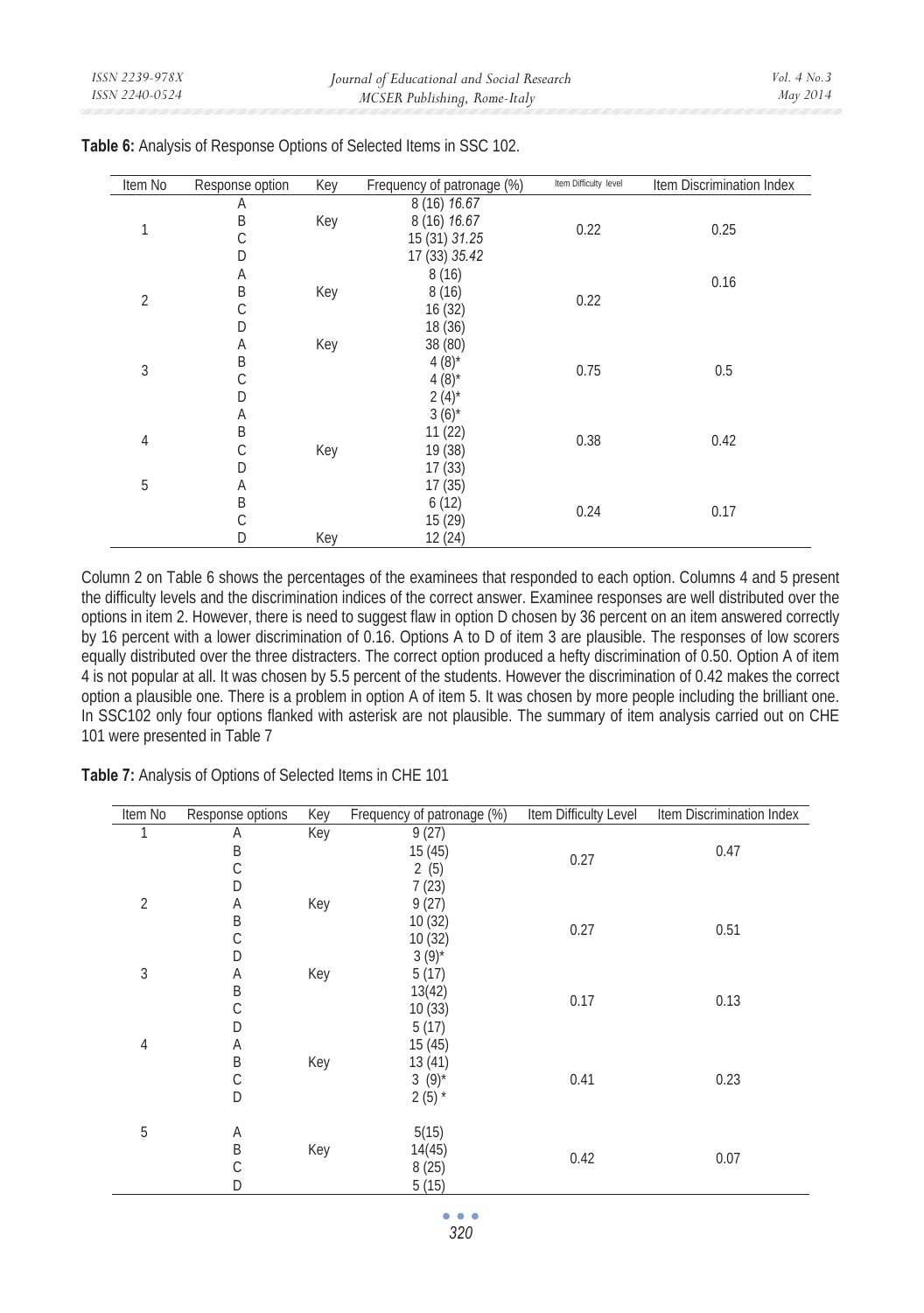**Table 6:** Analysis of Response Options of Selected Items in SSC 102.

| Item No | Response option | Key | Frequency of patronage (%) | Item Difficulty level | Item Discrimination Index |
|---|---|---|---|---|---|
| 1 | A | | 8 (16) *16.67* | 0.22 | 0.25 |
| | B | Key | 8 (16) *16.67* | | |
| | C | | 15 (31) *31.25* | | |
| | D | | 17 (33) *35.42* | | |
| 2 | A | | 8 (16) | 0.22 | 0.16 |
| | B | Key | 8 (16) | | |
| | C | | 16 (32) | | |
| | D | | 18 (36) | | |
| 3 | A | Key | 38 (80) | 0.75 | 0.5 |
| | B | | 4 (8)* | | |
| | C | | 4 (8)* | | |
| | D | | 2 (4)* | | |
| 4 | A | | 3 (6)* | 0.38 | 0.42 |
| | B | | 11 (22) | | |
| | C | Key | 19 (38) | | |
| | D | | 17 (33) | | |
| 5 | A | | 17 (35) | 0.24 | 0.17 |
| | B | | 6 (12) | | |
| | C | | 15 (29) | | |
| | D | Key | 12 (24) | | |

Column 2 on Table 6 shows the percentages of the examinees that responded to each option. Columns 4 and 5 present the difficulty levels and the discrimination indices of the correct answer. Examinee responses are well distributed over the options in item 2. However, there is need to suggest flaw in option D chosen by 36 percent on an item answered correctly by 16 percent with a lower discrimination of 0.16. Options A to D of item 3 are plausible. The responses of low scorers equally distributed over the three distracters. The correct option produced a hefty discrimination of 0.50. Option A of item 4 is not popular at all. It was chosen by 5.5 percent of the students. However the discrimination of 0.42 makes the correct option a plausible one. There is a problem in option A of item 5. It was chosen by more people including the brilliant one. In SSC102 only four options flanked with asterisk are not plausible. The summary of item analysis carried out on CHE 101 were presented in Table 7

**Table 7:** Analysis of Options of Selected Items in CHE 101

| Item No | Response options | Key | Frequency of patronage (%) | Item Difficulty Level | Item Discrimination Index |
|---|---|---|---|---|---|
| 1 | A | Key | 9 (27) | 0.27 | 0.47 |
| | B | | 15 (45) | | |
| | C | | 2 (5) | | |
| | D | | 7 (23) | | |
| 2 | A | Key | 9 (27) | 0.27 | 0.51 |
| | B | | 10 (32) | | |
| | C | | 10 (32) | | |
| | D | | 3 (9)* | | |
| 3 | A | Key | 5 (17) | 0.17 | 0.13 |
| | B | | 13(42) | | |
| | C | | 10 (33) | | |
| | D | | 5 (17) | | |
| 4 | A | | 15 (45) | 0.41 | 0.23 |
| | B | Key | 13 (41) | | |
| | C | | 3 (9)* | | |
| | D | | 2 (5) * | | |
| 5 | A | | 5(15) | 0.42 | 0.07 |
| | B | Key | 14(45) | | |
| | C | | 8 (25) | | |
| | D | | 5 (15) | | |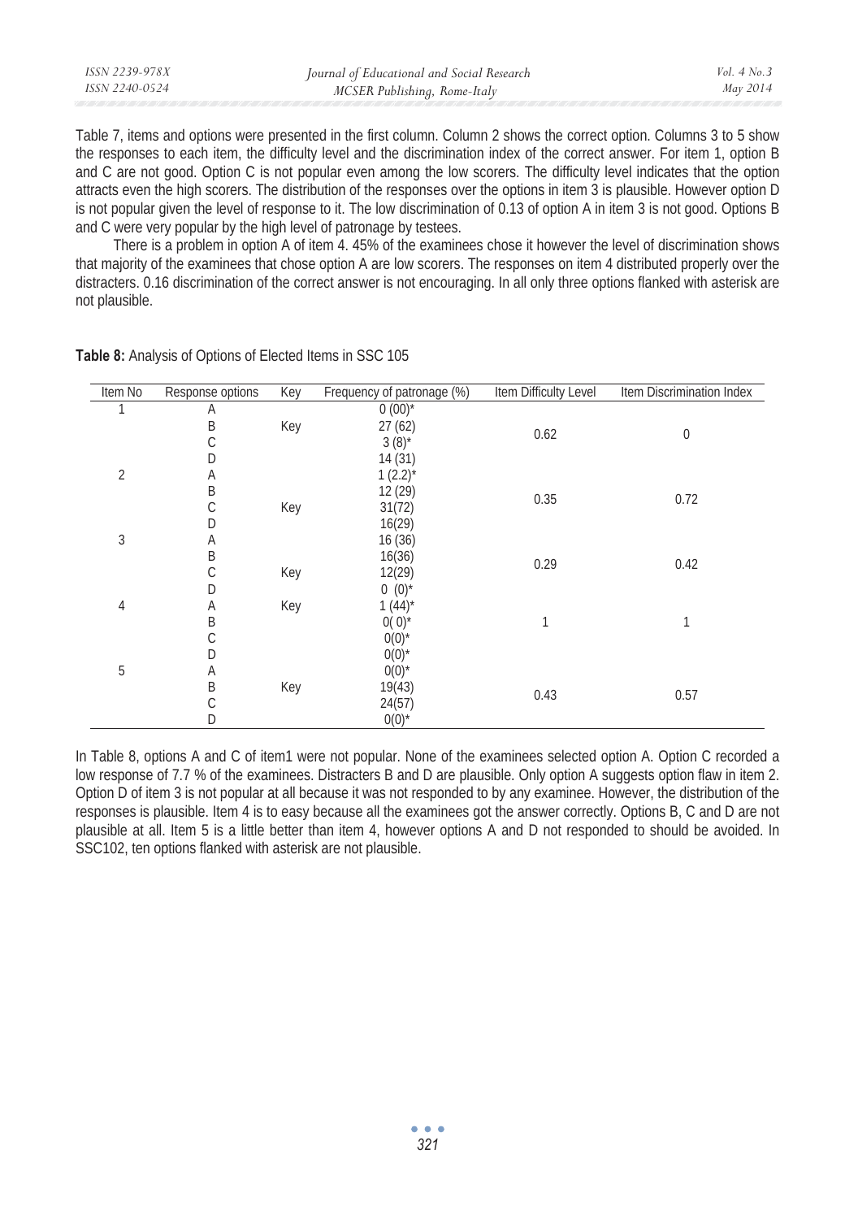Table 7, items and options were presented in the first column. Column 2 shows the correct option. Columns 3 to 5 show the responses to each item, the difficulty level and the discrimination index of the correct answer. For item 1, option B and C are not good. Option C is not popular even among the low scorers. The difficulty level indicates that the option attracts even the high scorers. The distribution of the responses over the options in item 3 is plausible. However option D is not popular given the level of response to it. The low discrimination of 0.13 of option A in item 3 is not good. Options B and C were very popular by the high level of patronage by testees.

There is a problem in option A of item 4. 45% of the examinees chose it however the level of discrimination shows that majority of the examinees that chose option A are low scorers. The responses on item 4 distributed properly over the distracters. 0.16 discrimination of the correct answer is not encouraging. In all only three options flanked with asterisk are not plausible.

**Table 8:** Analysis of Options of Elected Items in SSC 105

| Item No | Response options | Key | Frequency of patronage (%) | Item Difficulty Level | Item Discrimination Index |
|---|---|---|---|---|---|
| 1 | A | | 0 (00)* | | |
| | B | Key | 27 (62) | 0.62 | 0 |
| | C | | 3 (8)* | | |
| | D | | 14 (31) | | |
| 2 | A | | 1 (2.2)* | | |
| | B | | 12 (29) | 0.35 | 0.72 |
| | C | Key | 31(72) | | |
| | D | | 16(29) | | |
| 3 | A | | 16 (36) | | |
| | B | | 16(36) | 0.29 | 0.42 |
| | C | Key | 12(29) | | |
| | D | | 0 (0)* | | |
| 4 | A | Key | 1 (44)* | | |
| | B | | 0( 0)* | 1 | 1 |
| | C | | 0(0)* | | |
| | D | | 0(0)* | | |
| 5 | A | | 0(0)* | | |
| | B | Key | 19(43) | 0.43 | 0.57 |
| | C | | 24(57) | | |
| | D | | 0(0)* | | |

In Table 8, options A and C of item1 were not popular. None of the examinees selected option A. Option C recorded a low response of 7.7 % of the examinees. Distracters B and D are plausible. Only option A suggests option flaw in item 2. Option D of item 3 is not popular at all because it was not responded to by any examinee. However, the distribution of the responses is plausible. Item 4 is to easy because all the examinees got the answer correctly. Options B, C and D are not plausible at all. Item 5 is a little better than item 4, however options A and D not responded to should be avoided. In SSC102, ten options flanked with asterisk are not plausible.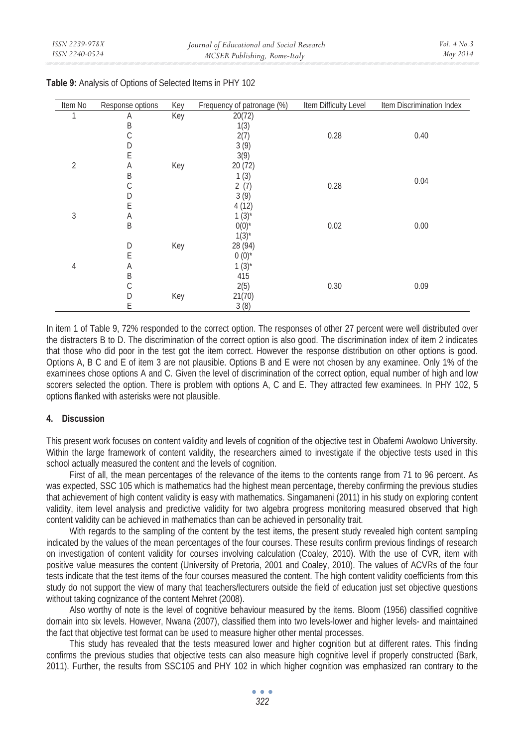**Table 9:** Analysis of Options of Selected Items in PHY 102

| Item No | Response options | Key | Frequency of patronage (%) | Item Difficulty Level | Item Discrimination Index |
|---|---|---|---|---|---|
| 1 | A | Key | 20(72) | | |
| | B | | 1(3) | | |
| | C | | 2(7) | 0.28 | 0.40 |
| | D | | 3 (9) | | |
| | E | | 3(9) | | |
| 2 | A | Key | 20 (72) | | |
| | B | | 1 (3) | | |
| | C | | 2 (7) | 0.28 | 0.04 |
| | D | | 3 (9) | | |
| | E | | 4 (12) | | |
| 3 | A | | 1 (3)* | | |
| | B | | 0(0)* | 0.02 | 0.00 |
| | | | 1(3)* | | |
| | D | Key | 28 (94) | | |
| | E | | 0 (0)* | | |
| 4 | A | | 1 (3)* | | |
| | B | | 415 | | |
| | C | | 2(5) | 0.30 | 0.09 |
| | D | Key | 21(70) | | |
| | E | | 3 (8) | | |

In item 1 of Table 9, 72% responded to the correct option. The responses of other 27 percent were well distributed over the distracters B to D. The discrimination of the correct option is also good. The discrimination index of item 2 indicates that those who did poor in the test got the item correct. However the response distribution on other options is good. Options A, B C and E of item 3 are not plausible. Options B and E were not chosen by any examinee. Only 1% of the examinees chose options A and C. Given the level of discrimination of the correct option, equal number of high and low scorers selected the option. There is problem with options A, C and E. They attracted few examinees. In PHY 102, 5 options flanked with asterisks were not plausible.

## 4. Discussion

This present work focuses on content validity and levels of cognition of the objective test in Obafemi Awolowo University. Within the large framework of content validity, the researchers aimed to investigate if the objective tests used in this school actually measured the content and the levels of cognition.

First of all, the mean percentages of the relevance of the items to the contents range from 71 to 96 percent. As was expected, SSC 105 which is mathematics had the highest mean percentage, thereby confirming the previous studies that achievement of high content validity is easy with mathematics. Singamaneni (2011) in his study on exploring content validity, item level analysis and predictive validity for two algebra progress monitoring measured observed that high content validity can be achieved in mathematics than can be achieved in personality trait.

With regards to the sampling of the content by the test items, the present study revealed high content sampling indicated by the values of the mean percentages of the four courses. These results confirm previous findings of research on investigation of content validity for courses involving calculation (Coaley, 2010). With the use of CVR, item with positive value measures the content (University of Pretoria, 2001 and Coaley, 2010). The values of ACVRs of the four tests indicate that the test items of the four courses measured the content. The high content validity coefficients from this study do not support the view of many that teachers/lecturers outside the field of education just set objective questions without taking cognizance of the content Mehret (2008).

Also worthy of note is the level of cognitive behaviour measured by the items. Bloom (1956) classified cognitive domain into six levels. However, Nwana (2007), classified them into two levels-lower and higher levels- and maintained the fact that objective test format can be used to measure higher other mental processes.

This study has revealed that the tests measured lower and higher cognition but at different rates. This finding confirms the previous studies that objective tests can also measure high cognitive level if properly constructed (Bark, 2011). Further, the results from SSC105 and PHY 102 in which higher cognition was emphasized ran contrary to the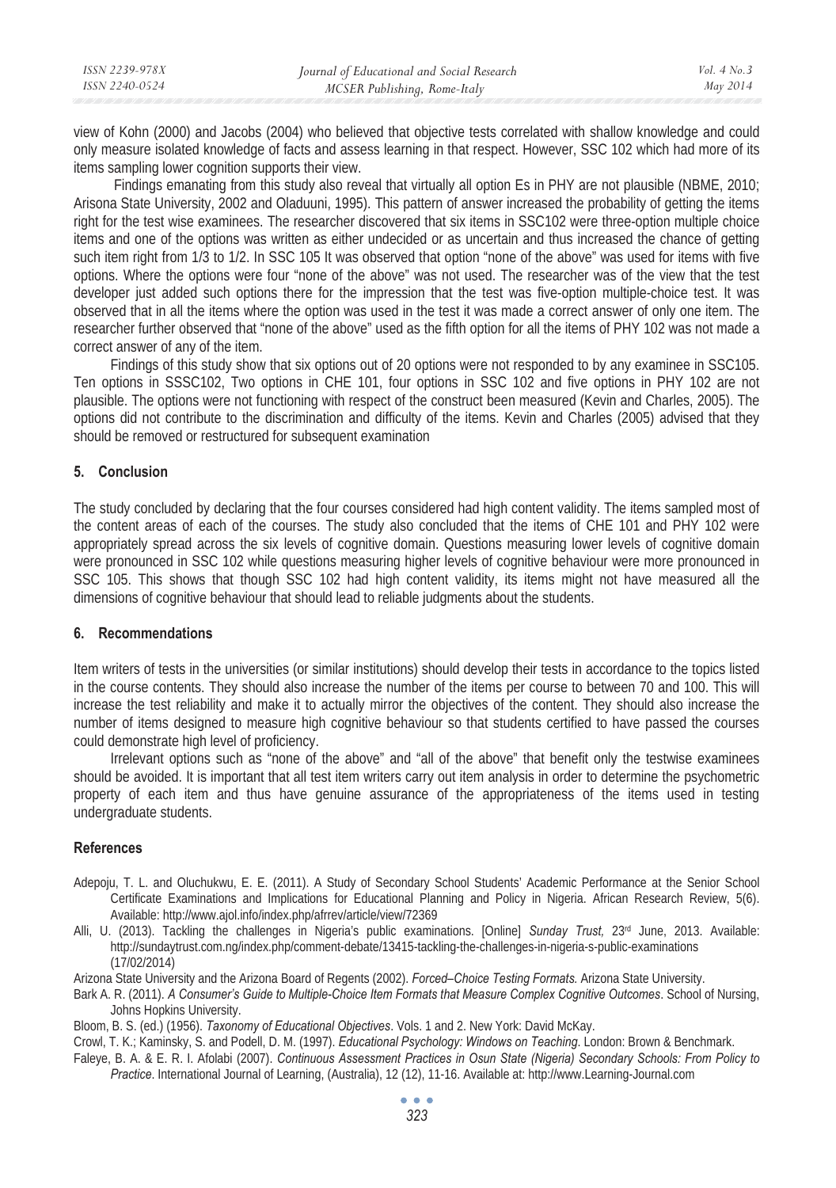view of Kohn (2000) and Jacobs (2004) who believed that objective tests correlated with shallow knowledge and could only measure isolated knowledge of facts and assess learning in that respect. However, SSC 102 which had more of its items sampling lower cognition supports their view.

Findings emanating from this study also reveal that virtually all option Es in PHY are not plausible (NBME, 2010; Arisona State University, 2002 and Oladuuni, 1995). This pattern of answer increased the probability of getting the items right for the test wise examinees. The researcher discovered that six items in SSC102 were three-option multiple choice items and one of the options was written as either undecided or as uncertain and thus increased the chance of getting such item right from 1/3 to 1/2. In SSC 105 It was observed that option "none of the above" was used for items with five options. Where the options were four "none of the above" was not used. The researcher was of the view that the test developer just added such options there for the impression that the test was five-option multiple-choice test. It was observed that in all the items where the option was used in the test it was made a correct answer of only one item. The researcher further observed that "none of the above" used as the fifth option for all the items of PHY 102 was not made a correct answer of any of the item.

Findings of this study show that six options out of 20 options were not responded to by any examinee in SSC105. Ten options in SSSC102, Two options in CHE 101, four options in SSC 102 and five options in PHY 102 are not plausible. The options were not functioning with respect of the construct been measured (Kevin and Charles, 2005). The options did not contribute to the discrimination and difficulty of the items. Kevin and Charles (2005) advised that they should be removed or restructured for subsequent examination

## 5. Conclusion

The study concluded by declaring that the four courses considered had high content validity. The items sampled most of the content areas of each of the courses. The study also concluded that the items of CHE 101 and PHY 102 were appropriately spread across the six levels of cognitive domain. Questions measuring lower levels of cognitive domain were pronounced in SSC 102 while questions measuring higher levels of cognitive behaviour were more pronounced in SSC 105. This shows that though SSC 102 had high content validity, its items might not have measured all the dimensions of cognitive behaviour that should lead to reliable judgments about the students.

## 6. Recommendations

Item writers of tests in the universities (or similar institutions) should develop their tests in accordance to the topics listed in the course contents. They should also increase the number of the items per course to between 70 and 100. This will increase the test reliability and make it to actually mirror the objectives of the content. They should also increase the number of items designed to measure high cognitive behaviour so that students certified to have passed the courses could demonstrate high level of proficiency.

Irrelevant options such as "none of the above" and "all of the above" that benefit only the testwise examinees should be avoided. It is important that all test item writers carry out item analysis in order to determine the psychometric property of each item and thus have genuine assurance of the appropriateness of the items used in testing undergraduate students.

## References

Adepoju, T. L. and Oluchukwu, E. E. (2011). A Study of Secondary School Students' Academic Performance at the Senior School Certificate Examinations and Implications for Educational Planning and Policy in Nigeria. African Research Review, 5(6). Available: http://www.ajol.info/index.php/afrrev/article/view/72369

Alli, U. (2013). Tackling the challenges in Nigeria's public examinations. [Online] *Sunday Trust,* 23rd June, 2013. Available: http://sundaytrust.com.ng/index.php/comment-debate/13415-tackling-the-challenges-in-nigeria-s-public-examinations (17/02/2014)

Arizona State University and the Arizona Board of Regents (2002). *Forced–Choice Testing Formats.* Arizona State University.

Bark A. R. (2011). *A Consumer's Guide to Multiple-Choice Item Formats that Measure Complex Cognitive Outcomes*. School of Nursing, Johns Hopkins University.

Bloom, B. S. (ed.) (1956). *Taxonomy of Educational Objectives*. Vols. 1 and 2. New York: David McKay.

Crowl, T. K.; Kaminsky, S. and Podell, D. M. (1997). *Educational Psychology: Windows on Teaching*. London: Brown & Benchmark.

Faleye, B. A. & E. R. I. Afolabi (2007). *Continuous Assessment Practices in Osun State (Nigeria) Secondary Schools: From Policy to Practice*. International Journal of Learning, (Australia), 12 (12), 11-16. Available at: http://www.Learning-Journal.com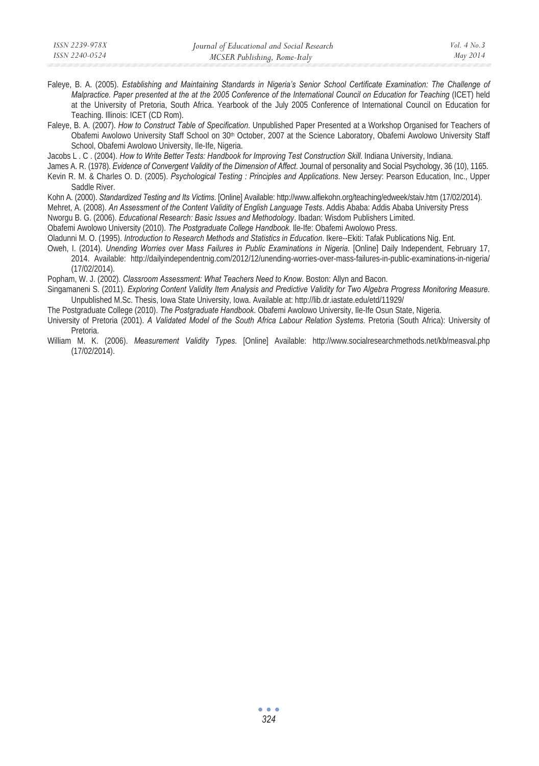Faleye, B. A. (2005). *Establishing and Maintaining Standards in Nigeria's Senior School Certificate Examination: The Challenge of Malpractice. Paper presented at the at the 2005 Conference of the International Council on Education for Teaching* (ICET) held at the University of Pretoria, South Africa. Yearbook of the July 2005 Conference of International Council on Education for Teaching. Illinois: ICET (CD Rom).

Faleye, B. A. (2007). *How to Construct Table of Specification*. Unpublished Paper Presented at a Workshop Organised for Teachers of Obafemi Awolowo University Staff School on 30th October, 2007 at the Science Laboratory, Obafemi Awolowo University Staff School, Obafemi Awolowo University, Ile-Ife, Nigeria.

Jacobs L . C . (2004). *How to Write Better Tests: Handbook for Improving Test Construction Skill.* Indiana University, Indiana.

James A. R. (1978). *Evidence of Convergent Validity of the Dimension of Affect*. Journal of personality and Social Psychology, 36 (10), 1165.

Kevin R. M. & Charles O. D. (2005). *Psychological Testing : Principles and Applications*. New Jersey: Pearson Education, Inc., Upper Saddle River.

Kohn A. (2000). *Standardized Testing and Its Victims*. [Online] Available: http://www.alfiekohn.org/teaching/edweek/staiv.htm (17/02/2014).

Mehret, A. (2008). *An Assessment of the Content Validity of English Language Tests*. Addis Ababa: Addis Ababa University Press

Nworgu B. G. (2006). *Educational Research: Basic Issues and Methodology*. Ibadan: Wisdom Publishers Limited.

Obafemi Awolowo University (2010). *The Postgraduate College Handbook*. Ile-Ife: Obafemi Awolowo Press.

Oladunni M. O. (1995). *Introduction to Research Methods and Statistics in Education*. Ikere--Ekiti: Tafak Publications Nig. Ent.

Oweh, I. (2014). *Unending Worries over Mass Failures in Public Examinations in Nigeria.* [Online] Daily Independent, February 17, 2014. Available: http://dailyindependentnig.com/2012/12/unending-worries-over-mass-failures-in-public-examinations-in-nigeria/ (17/02/2014).

Popham, W. J. (2002). *Classroom Assessment: What Teachers Need to Know*. Boston: Allyn and Bacon.

Singamaneni S. (2011). *Exploring Content Validity Item Analysis and Predictive Validity for Two Algebra Progress Monitoring Measure.* Unpublished M.Sc. Thesis, Iowa State University, Iowa. Available at: http://lib.dr.iastate.edu/etd/11929/

The Postgraduate College (2010). *The Postgraduate Handbook*. Obafemi Awolowo University, Ile-Ife Osun State, Nigeria.

University of Pretoria (2001). *A Validated Model of the South Africa Labour Relation Systems.* Pretoria (South Africa): University of Pretoria.

William M. K. (2006). *Measurement Validity Types*. [Online] Available: http://www.socialresearchmethods.net/kb/measval.php (17/02/2014).